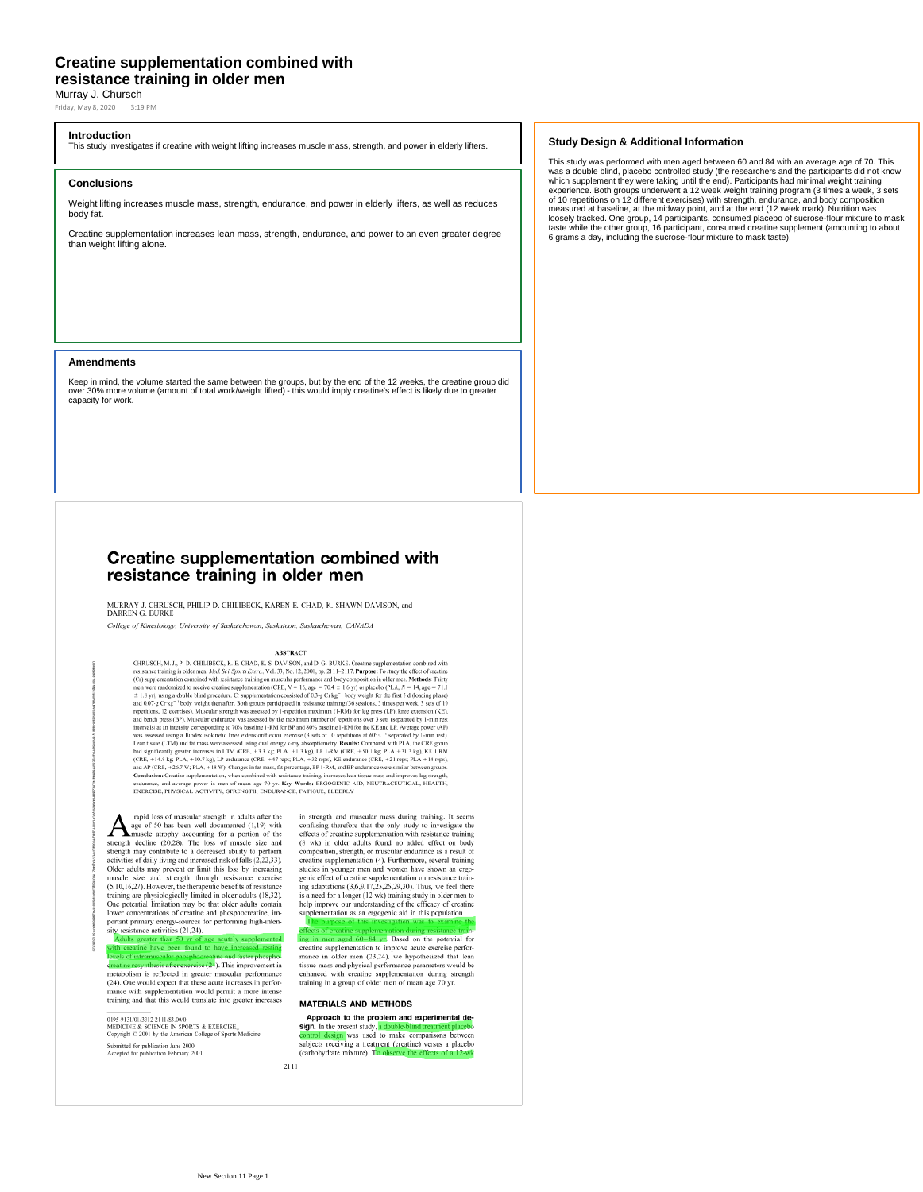# Creatine supplementation combined with resistance training in older men

Murray J. Chursch

Friday, May 8, 2020 3:19 PM

### Introduction

This study investigates if creatine with weight lifting increases muscle mass, strength, and power in elderly lifters.

### Conclusions

Weight lifting increases muscle mass, strength, endurance, and power in elderly lifters, as well as reduces body fat.

Creatine supplementation increases lean mass, strength, endurance, and power to an even greater degree than weight lifting alone.

### Amendments

Keep in mind, the volume started the same between the groups, but by the end of the 12 weeks, the creatine group did over 30% more volume (amount of total work/weight lifted) - this would imply creatine's effect is likely due to greater capacity for work.

### Study Design & Additional Information

This study was performed with men aged between 60 and 84 with an average age of 70. This was a double blind, placebo controlled study (the researchers and the participants did not know which supplement they were taking until the end). Participants had minimal weight training experience. Both groups underwent a 12 week weight training program (3 times a week, 3 sets of 10 repetitions on 12 different exercises) with strength, endurance, and body composition measured at baseline, at the midway point, and at the end (12 week mark). Nutrition was loosely tracked. One group, 14 participants, consumed placebo of sucrose-flour mixture to mask taste while the other group, 16 participant, consumed creatine supplement (amounting to about 6 grams a day, including the sucrose-flour mixture to mask taste).

---

# Creatine supplementation combined with resistance training in older men

MURRAY J. CHRUSCH, PHILIP D. CHILIBECK, KAREN E. CHAD, K. SHAWN DAVISON, and DARREN G. BURKE

*College of Kinesiology, University of Saskatchewan, Saskatoon, Saskatchewan, CANADA*

#### ABSTRACT

CHRUSCH, M. J., P. D. CHILIBECK, K. E. CHAD, K. S. DAVISON, and D. G. BURKE. Creatine supplementation combined with resistance training in older men. *Med. Sci. Sports Exerc.*, Vol. 33, No. 12, 2001, pp. 2111–2117. **Purpose:** To study the effect of creatine (Cr) supplementation combined with resistance training on muscular performance and body composition in older men. **Methods:** Thirty men were randomized to receive creatine supplementation (CRE, *N* = 16, age = 70.4 ± 1.6 yr) or placebo (PLA, *N* = 14, age = 71.1 ± 1.8 yr), using a double blind procedure. Cr supplementation consisted of 0.3-g Cr·kg$^{-1}$ body weight for the first 5 d (loading phase) and 0.07-g Cr·kg$^{-1}$ body weight thereafter. Both groups participated in resistance training (36 sessions, 3 times per week, 3 sets of 10 repetitions, 12 exercises). Muscular strength was assessed by 1-repetition maximum (1-RM) for leg press (LP), knee extension (KE), and bench press (BP). Muscular endurance was assessed by the maximum number of repetitions over 3 sets (separated by 1-min rest intervals) at an intensity corresponding to 70% baseline 1-RM for BP and 80% baseline 1-RM for the KE and LP. Average power (AP) was assessed using a Biodex isokinetic knee extension/flexion exercise (3 sets of 10 repetitions at 60°·s$^{-1}$ separated by 1-min rest). Lean tissue (LTM) and fat mass were assessed using dual energy x-ray absorptiometry. **Results:** Compared with PLA, the CRE group had significantly greater increases in LTM (CRE, +3.3 kg; PLA, +1.3 kg), LP 1-RM (CRE, +50.1 kg; PLA +31.3 kg), KE 1-RM (CRE, +14.9 kg; PLA, +10.3 kg), LP endurance (CRE, +47 reps; PLA, +32 reps), KE endurance (CRE, +21 reps; PLA +14 reps), and AP (CRE, +26.7 W; PLA, +18 W). Changes in fat mass, fat percentage, BP 1-RM, and BP endurance were similar between groups. **Conclusion:** Creatine supplementation, when combined with resistance training, increases lean tissue mass and improves leg strength, endurance, and average power in men of mean age 70 yr. **Key Words:** ERGOGENIC AID, NEUTRACEUTICAL, HEALTH, EXERCISE, PHYSICAL ACTIVITY, STRENGTH, ENDURANCE, FATIGUE, ELDERLY

A rapid loss of muscular strength in adults after the age of 50 has been well documented (1,19) with muscle atrophy accounting for a portion of the strength decline (20,28). The loss of muscle size and strength may contribute to a decreased ability to perform activities of daily living and increased risk of falls (2,22,33). Older adults may prevent or limit this loss by increasing muscle size and strength through resistance exercise (5,10,16,27). However, the therapeutic benefits of resistance training are physiologically limited in older adults (18,32). One potential limitation may be that older adults contain lower concentrations of creatine and phosphocreatine, important primary energy-sources for performing high-intensity resistance activities (21,24).

Adults greater than 50 yr of age acutely supplemented with creatine have been found to have increased resting levels of intramuscular phosphocreatine and faster phosphocreatine resynthesis after exercise (24). This improvement in metabolism is reflected in greater muscular performance (24). One would expect that these acute increases in performance with supplementation would permit a more intense training and that this would translate into greater increases in strength and muscular mass during training. It seems confusing therefore that the only study to investigate the effects of creatine supplementation with resistance training (8 wk) in older adults found no added effect on body composition, strength, or muscular endurance as a result of creatine supplementation (4). Furthermore, several training studies in younger men and women have shown an ergogenic effect of creatine supplementation on resistance training adaptations (3,6,9,17,25,26,29,30). Thus, we feel there is a need for a longer (12 wk) training study in older men to help improve our understanding of the efficacy of creatine supplementation as an ergogenic aid in this population.

The purpose of this investigation was to examine the effects of creatine supplementation during resistance training in men aged 60–84 yr. Based on the potential for creatine supplementation to improve acute exercise performance in older men (23,24), we hypothesized that lean tissue mass and physical performance parameters would be enhanced with creatine supplementation during strength training in a group of older men of mean age 70 yr.

## MATERIALS AND METHODS

**Approach to the problem and experimental design.** In the present study, a double-blind treatment placebo control design was used to make comparisons between subjects receiving a treatment (creatine) versus a placebo (carbohydrate mixture). To observe the effects of a 12-wk

0195-9131/01/3312-2111/$3.00/0
MEDICINE & SCIENCE IN SPORTS & EXERCISE®
Copyright © 2001 by the American College of Sports Medicine

Submitted for publication June 2000.
Accepted for publication February 2001.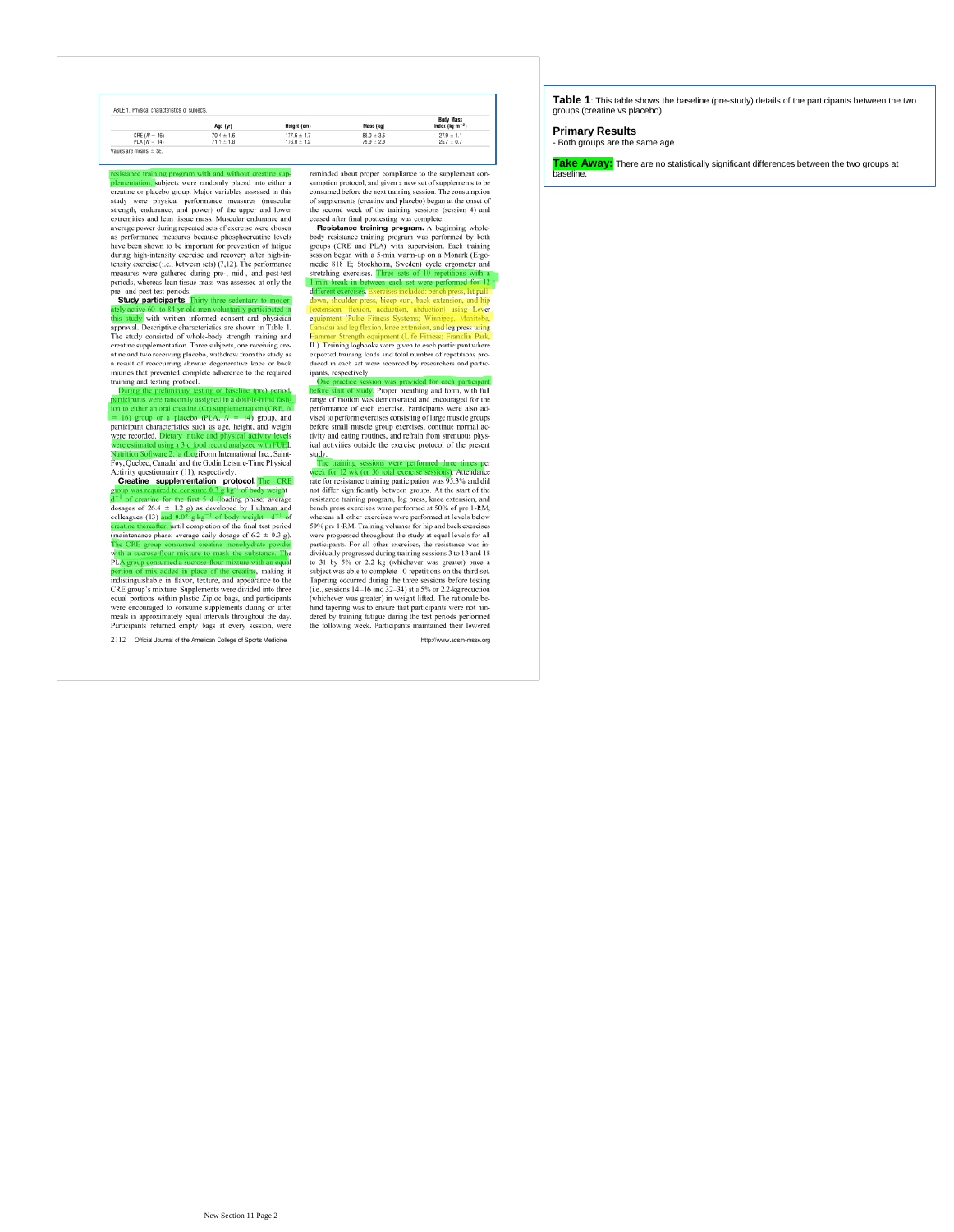TABLE 1. Physical characteristics of subjects.

| | Age (yr) | Height (cm) | Mass (kg) | Body Mass Index (kg·m$^{-2}$) |
|---|---|---|---|---|
| CRE ($N$ = 15) | 70.4 ± 1.6 | 177.6 ± 1.7 | 88.0 ± 3.6 | 27.9 ± 1.1 |
| PLA ($N$ = 14) | 71.1 ± 1.8 | 176.0 ± 1.2 | 79.9 ± 2.9 | 25.7 ± 0.7 |

Values are means ± SE.

resistance training program with and without creatine supplementation, subjects were randomly placed into either a creatine or placebo group. Major variables assessed in this study were physical performance measures (muscular strength, endurance, and power) of the upper and lower extremities and lean tissue mass. Muscular endurance and average power during repeated sets of exercise were chosen as performance measures because phosphocreatine levels have been shown to be important for prevention of fatigue during high-intensity exercise and recovery after high-intensity exercise (i.e., between sets) (7,12). The performance measures were gathered during pre-, mid-, and post-test periods, whereas lean tissue mass was assessed at only the pre- and post-test periods.

**Study participants.** Thirty-three sedentary to moderately active 60- to 84-yr-old men voluntarily participated in this study with written informed consent and physician approval. Descriptive characteristics are shown in Table 1. The study consisted of whole-body strength training and creatine supplementation. Three subjects, one receiving creatine and two receiving placebo, withdrew from the study as a result of reoccurring chronic degenerative knee or back injuries that prevented complete adherence to the required training and testing protocol.

During the preliminary testing or baseline (pre) period, participants were randomly assigned in a double-blind fashion to either an oral creatine (Cr) supplementation (CRE, $N$ = 16) group or a placebo (PLA, $N$ = 14) group, and participant characteristics such as age, height, and weight were recorded. Dietary intake and physical activity levels were estimated using a 3-d food record analyzed with FUEL Nutrition Software 2.1a (LogiForm International Inc., Saint-Foy, Quebec, Canada) and the Godin Leisure-Time Physical Activity questionnaire (11), respectively.

**Creatine supplementation protocol.** The CRE group was required to consume 0.3 g·kg$^{-1}$ of body weight·d$^{-1}$ of creatine for the first 5 d (loading phase; average dosages of 26.4 ± 1.2 g) as developed by Hultman and colleagues (13) and 0.07 g·kg$^{-1}$ of body weight·d$^{-1}$ of creatine thereafter, until completion of the final test period (maintenance phase; average daily dosage of 6.2 ± 0.3 g). The CRE group consumed creatine monohydrate powder with a sucrose-flour mixture to mask the substance. The PLA group consumed a sucrose-flour mixture with an equal portion of mix added in place of the creatine, making it indistinguishable in flavor, texture, and appearance to the CRE group's mixture. Supplements were divided into three equal portions within plastic Ziploc bags, and participants were encouraged to consume supplements during or after meals in approximately equal intervals throughout the day. Participants returned empty bags at every session, were reminded about proper compliance to the supplement consumption protocol, and given a new set of supplements to be consumed before the next training session. The consumption of supplements (creatine and placebo) began at the onset of the second week of the training sessions (session 4) and ceased after final posttesting was complete.

**Resistance training program.** A beginning whole-body resistance training program was performed by both groups (CRE and PLA) with supervision. Each training session began with a 5-min warm-up on a Monark (Ergomedic 818 E; Stockholm, Sweden) cycle ergometer and stretching exercises. Three sets of 10 repetitions with a 1-min break in between each set were performed for 12 different exercises. Exercises included: bench press, lat pull-down, shoulder press, bicep curl, back extension, and hip (extension, flexion, adduction, abduction) using Lever equipment (Pulse Fitness Systems; Winnipeg, Manitoba, Canada) and leg flexion, knee extension, and leg press using Hammer Strength equipment (Life Fitness; Franklin Park, IL). Training logbooks were given to each participant where expected training loads and total number of repetitions produced in each set were recorded by researchers and participants, respectively.

One practice session was provided for each participant before start of study. Proper breathing and form, with full range of motion was demonstrated and encouraged for the performance of each exercise. Participants were also advised to perform exercises consisting of large muscle groups before small muscle group exercises, continue normal activity and eating routines, and refrain from strenuous physical activities outside the exercise protocol of the present study.

The training sessions were performed three times per week for 12 wk (or 36 total exercise sessions). Attendance rate for resistance training participation was 95.3% and did not differ significantly between groups. At the start of the resistance training program, leg press, knee extension, and bench press exercises were performed at 50% of pre 1-RM, whereas all other exercises were performed at levels below 50% pre 1-RM. Training volumes for hip and back exercises were progressed throughout the study at equal levels for all participants. For all other exercises, the resistance was individually progressed during training sessions 3 to 13 and 18 to 31 by 5% or 2.2 kg (whichever was greater) once a subject was able to complete 10 repetitions on the third set. Tapering occurred during the three sessions before testing (i.e., sessions 14–16 and 32–34) at a 5% or 2.2-kg reduction (whichever was greater) in weight lifted. The rationale behind tapering was to ensure that participants were not hindered by training fatigue during the test periods performed the following week. Participants maintained their lowered

**Table 1**: This table shows the baseline (pre-study) details of the participants between the two groups (creatine vs placebo).

**Primary Results**

- Both groups are the same age

**Take Away:** There are no statistically significant differences between the two groups at baseline.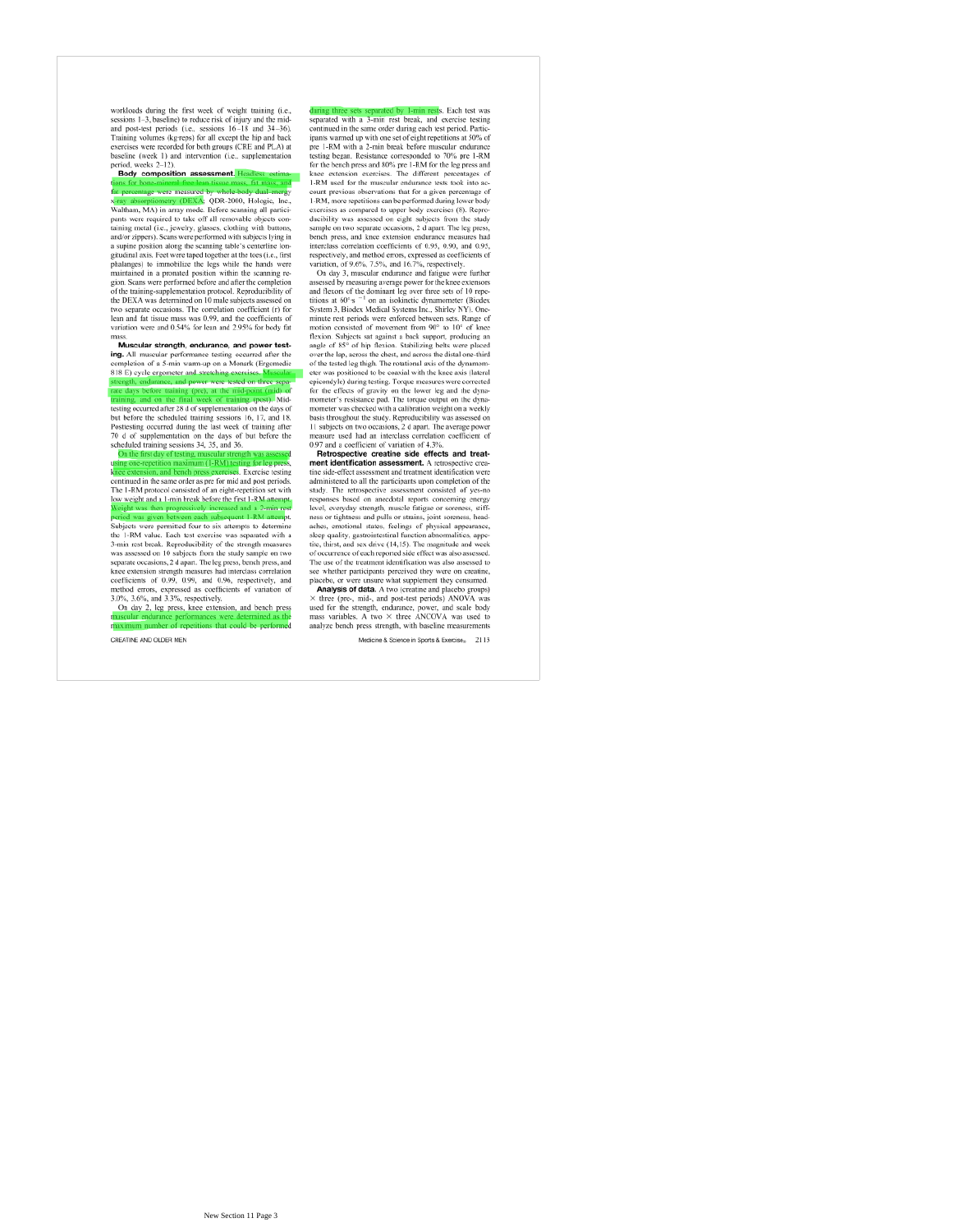workloads during the first week of weight training (i.e., sessions 1–3, baseline) to reduce risk of injury and the mid- and post-test periods (i.e., sessions 16–18 and 34–36). Training volumes (kg·reps) for all except the hip and back exercises were recorded for both groups (CRE and PLA) at baseline (week 1) and intervention (i.e., supplementation period, weeks 2–12).

**Body composition assessment.** Headless estimations for bone-mineral free lean tissue mass, fat mass, and fat percentage were measured by whole-body dual-energy x-ray absorptiometry (DEXA; QDR-2000, Hologic, Inc., Waltham, MA) in array mode. Before scanning all participants were required to take off all removable objects containing metal (i.e., jewelry, glasses, clothing with buttons, and/or zippers). Scans were performed with subjects lying in a supine position along the scanning table's centerline longitudinal axis. Feet were taped together at the toes (i.e., first phalanges) to immobilize the legs while the hands were maintained in a pronated position within the scanning region. Scans were performed before and after the completion of the training-supplementation protocol. Reproducibility of the DEXA was determined on 10 male subjects assessed on two separate occasions. The correlation coefficient (r) for lean and fat tissue mass was 0.99, and the coefficients of variation were and 0.54% for lean and 2.95% for body fat mass.

**Muscular strength, endurance, and power testing.** All muscular performance testing occurred after the completion of a 5-min warm-up on a Monark (Ergomedic 818 E) cycle ergometer and stretching exercises. Muscular strength, endurance, and power were tested on three separate days before training (pre), at the mid-point (mid) of training, and on the final week of training (post). Mid-testing occurred after 28 d of supplementation on the days of but before the scheduled training sessions 16, 17, and 18. Postesting occurred during the last week of training after 70 d of supplementation on the days of but before the scheduled training sessions 34, 35, and 36.

On the first day of testing, muscular strength was assessed using one-repetition maximum (1-RM) testing for leg press, knee extension, and bench press exercises. Exercise testing continued in the same order as pre for mid and post periods. The 1-RM protocol consisted of an eight-repetition set with low weight and a 1-min break before the first 1-RM attempt. Weight was then progressively increased and a 2-min rest period was given between each subsequent 1-RM attempt. Subjects were permitted four to six attempts to determine the 1-RM value. Each test exercise was separated with a 3-min rest break. Reproducibility of the strength measures was assessed on 10 subjects from the study sample on two separate occasions, 2 d apart. The leg press, bench press, and knee extension strength measures had interclass correlation coefficients of 0.99, 0.99, and 0.96, respectively, and method errors, expressed as coefficients of variation of 3.0%, 3.6%, and 3.3%, respectively.

On day 2, leg press, knee extension, and bench press muscular endurance performances were determined as the maximum number of repetitions that could be performed during three sets separated by 1-min rests. Each test was separated with a 3-min rest break, and exercise testing continued in the same order during each test period. Participants warmed up with one set of eight repetitions at 30% of pre 1-RM with a 2-min break before muscular endurance testing began. Resistance corresponded to 70% pre 1-RM for the bench press and 80% pre 1-RM for the leg press and knee extension exercises. The different percentages of 1-RM used for the muscular endurance tests took into account previous observations that for a given percentage of 1-RM, more repetitions can be performed during lower body exercises as compared to upper body exercises (8). Reproducibility was assessed on eight subjects from the study sample on two separate occasions, 2 d apart. The leg press, bench press, and knee extension endurance measures had interclass correlation coefficients of 0.93, 0.90, and 0.93, respectively, and method errors, expressed as coefficients of variation, of 9.6%, 7.5%, and 16.7%, respectively.

On day 3, muscular endurance and fatigue were further assessed by measuring average power for the knee extensors and flexors of the dominant leg over three sets of 10 repetitions at $60° \cdot s^{-1}$ on an isokinetic dynamometer (Biodex System 3, Biodex Medical Systems Inc., Shirley NY). One-minute rest periods were enforced between sets. Range of motion consisted of movement from 90° to 10° of knee flexion. Subjects sat against a back support, producing an angle of 85° of hip flexion. Stabilizing belts were placed over the lap, across the chest, and across the distal one-third of the tested leg thigh. The rotational axis of the dynamometer was positioned to be coaxial with the knee axis (lateral epicondyle) during testing. Torque measures were corrected for the effects of gravity on the lower leg and the dynamometer's resistance pad. The torque output on the dynamometer was checked with a calibration weight on a weekly basis throughout the study. Reproducibility was assessed on 11 subjects on two occasions, 2 d apart. The average power measure used had an interclass correlation coefficient of 0.97 and a coefficient of variation of 4.3%.

**Retrospective creatine side effects and treatment identification assessment.** A retrospective creatine side-effect assessment and treatment identification were administered to all the participants upon completion of the study. The retrospective assessment consisted of yes-no responses based on anecdotal reports concerning energy level, everyday strength, muscle fatigue or soreness, stiffness or tightness and pulls or strains, joint soreness, headaches, emotional states, feelings of physical appearance, sleep quality, gastrointestinal function abnormalities, appetite, thirst, and sex drive (14,15). The magnitude and week of occurrence of each reported side effect was also assessed. The use of the treatment identification was also assessed to see whether participants perceived they were on creatine, placebo, or were unsure what supplement they consumed.

**Analysis of data.** A two (creatine and placebo groups) × three (pre-, mid-, and post-test periods) ANOVA was used for the strength, endurance, power, and scale body mass variables. A two × three ANCOVA was used to analyze bench press strength, with baseline measurements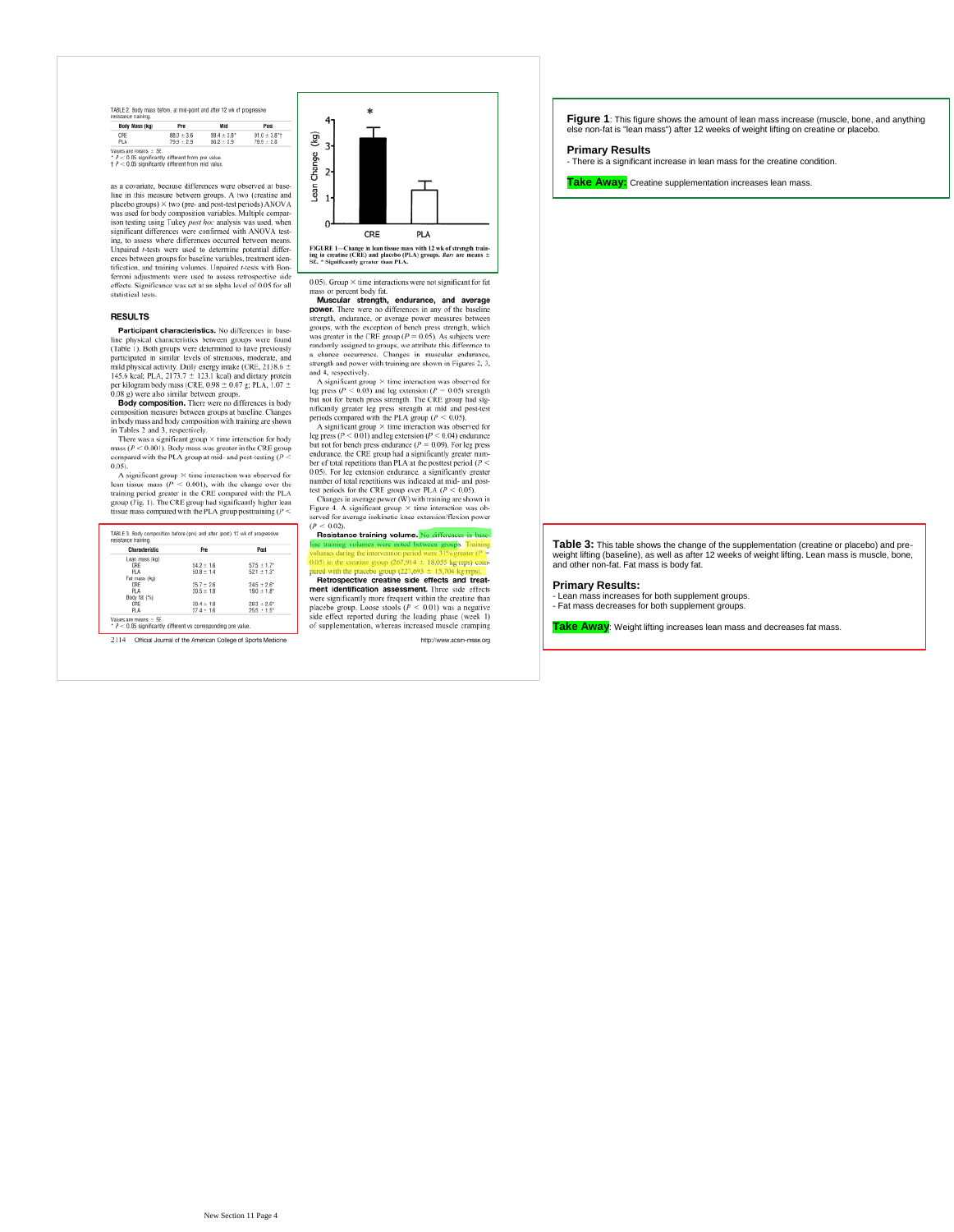TABLE 2. Body mass before, at mid-point and after 12 wk of progressive resistance training.

| Body Mass (kg) | Pre | Mid | Post |
| --- | --- | --- | --- |
| CRE | 88.0 ± 3.6 | 89.4 ± 3.8* | 91.0 ± 3.8*† |
| PLA | 79.0 ± 2.9 | 80.2 ± 2.9 | 79.9 ± 2.8 |

Values are means ± SE.
* $P < 0.05$ significantly different from pre value.
† $P < 0.05$ significantly different from mid value.

as a covariate, because differences were observed at baseline in this measure between groups. A two (creatine and placebo groups) × two (pre- and post-test periods) ANOVA was used for body composition variables. Multiple comparison testing using Tukey *post hoc* analysis was used, when significant differences were confirmed with ANOVA testing, to assess where differences occurred between means. Unpaired *t*-tests were used to determine potential differences between groups for baseline variables, treatment identification, and training volumes. Unpaired *t*-tests with Bonferroni adjustments were used to assess retrospective side effects. Significance was set at an alpha level of 0.05 for all statistical tests.

## RESULTS

**Participant characteristics.** No differences in baseline physical characteristics between groups were found (Table 1). Both groups were determined to have previously participated in similar levels of strenuous, moderate, and mild physical activity. Daily energy intake (CRE, 2138.6 ± 145.6 kcal; PLA, 2173.7 ± 123.1 kcal) and dietary protein per kilogram body mass (CRE, 0.98 ± 0.07 g; PLA, 1.07 ± 0.08 g) were also similar between groups.

**Body composition.** There were no differences in body composition measures between groups at baseline. Changes in body mass and body composition with training are shown in Tables 2 and 3, respectively.

There was a significant group × time interaction for body mass ($P < 0.001$). Body mass was greater in the CRE group compared with the PLA group at mid- and post-testing ($P < 0.05$).

A significant group × time interaction was observed for lean tissue mass ($P < 0.001$), with the change over the training period greater in the CRE compared with the PLA group (Fig. 1). The CRE group had significantly higher lean tissue mass compared with the PLA group posttraining ($P <$ 0.05). Group × time interactions were not significant for fat mass or percent body fat.

TABLE 3. Body composition before (pre) and after (post) 12 wk of progressive resistance training.

| Characteristic | Pre | Post |
| --- | --- | --- |
| Lean mass (kg) | | |
| CRE | 54.2 ± 1.6 | 57.5 ± 1.7* |
| PLA | 50.8 ± 1.4 | 52.1 ± 1.3* |
| Fat mass (kg) | | |
| CRE | 25.7 ± 2.6 | 24.5 ± 2.6* |
| PLA | 20.5 ± 1.8 | 19.0 ± 1.8* |
| Body fat (%) | | |
| CRE | 30.4 ± 1.8 | 28.3 ± 2.6* |
| PLA | 27.4 ± 1.6 | 25.5 ± 1.5* |

Values are means ± SE.
* $P < 0.05$ significantly different vs corresponding pre value.

FIGURE 1—Change in lean tissue mass with 12 wk of strength training in creatine (CRE) and placebo (PLA) groups. *Bars* are means ± SE. * Significantly greater than PLA.

**Muscular strength, endurance, and average power.** There were no differences in any of the baseline strength, endurance, or average power measures between groups, with the exception of bench press strength, which was greater in the CRE group ($P = 0.05$). As subjects were randomly assigned to groups, we attribute this difference to a chance occurrence. Changes in muscular endurance, strength and power with training are shown in Figures 2, 3, and 4, respectively.

A significant group × time interaction was observed for leg press ($P < 0.03$) and leg extension ($P = 0.05$) strength but not for bench press strength. The CRE group had significantly greater leg press strength at mid and post-test periods compared with the PLA group ($P < 0.05$).

A significant group × time interaction was observed for leg press ($P < 0.01$) and leg extension ($P < 0.04$) endurance but not for bench press endurance ($P = 0.09$). For leg press endurance, the CRE group had a significantly greater number of total repetitions than PLA at the posttest period ($P < 0.05$). For leg extension endurance, a significantly greater number of total repetitions was indicated at mid- and post-test periods for the CRE group over PLA ($P < 0.05$).

Changes in average power (W) with training are shown in Figure 4. A significant group × time interaction was observed for average isokinetic knee extension/flexion power ($P < 0.02$).

**Resistance training volume.** No differences in baseline training volumes were noted between groups. Training volumes during the intervention period were 31% greater ($P = 0.05$) in the creatine group (267,914 ± 18,055 kg·reps) compared with the placebo group (227,693 ± 15,704 kg·reps).

**Retrospective creatine side effects and treatment identification assessment.** Three side effects were significantly more frequent within the creatine than placebo group. Loose stools ($P < 0.01$) was a negative side effect reported during the loading phase (week 1) of supplementation, whereas increased muscle cramping

**Figure 1**: This figure shows the amount of lean mass increase (muscle, bone, and anything else non-fat is "lean mass") after 12 weeks of weight lifting on creatine or placebo.

**Primary Results**
- There is a significant increase in lean mass for the creatine condition.

**Take Away:** Creatine supplementation increases lean mass.

**Table 3:** This table shows the change of the supplementation (creatine or placebo) and pre-weight lifting (baseline), as well as after 12 weeks of weight lifting. Lean mass is muscle, bone, and other non-fat. Fat mass is body fat.

**Primary Results:**
- Lean mass increases for both supplement groups.
- Fat mass decreases for both supplement groups.

**Take Away**: Weight lifting increases lean mass and decreases fat mass.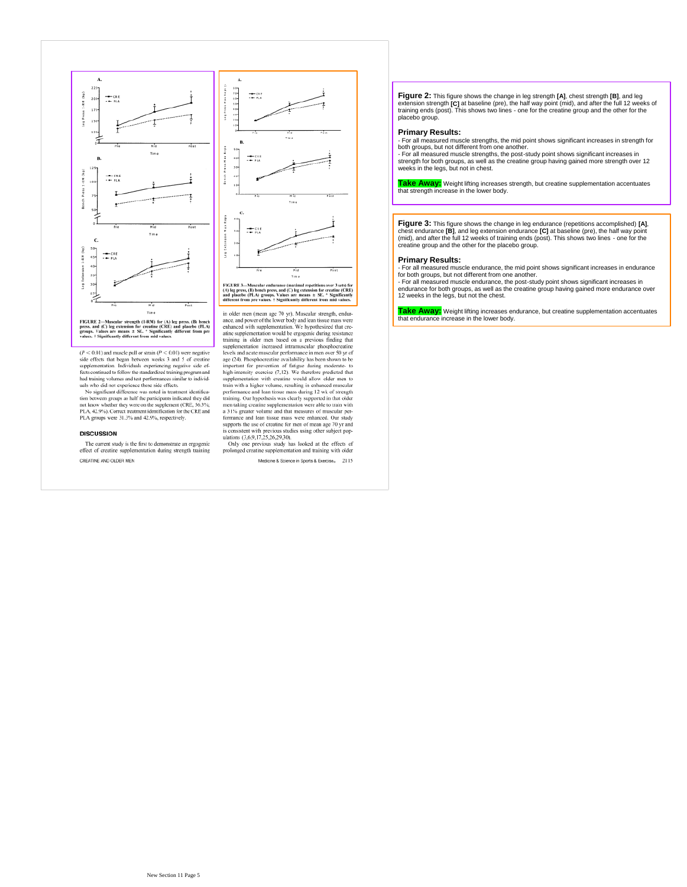FIGURE 2—Muscular strength (1-RM) for (A) leg press, (B) bench press, and (C) leg extension for creatine (CRE) and placebo (PLA) groups. Values are means ± SE. * Significantly different from pre values. † Significantly different from mid values.

FIGURE 3—Muscular endurance (maximal repetitions over 3 sets) for (A) leg press, (B) bench press, and (C) leg extension for creatine (CRE) and placebo (PLA) groups. Values are means ± SE. * Significantly different from pre values. † Significantly different from mid values.

($P < 0.01$) and muscle pull or strain ($P < 0.01$) were negative side effects that began between weeks 3 and 5 of creatine supplementation. Individuals experiencing negative side effects continued to follow the standardized training program and had training volumes and test performances similar to individuals who did not experience these side effects.

No significant difference was noted in treatment identification between groups as half the participants indicated they did not know whether they were on the supplement (CRE, 56.3%; PLA, 42.9%). Correct treatment identification for the CRE and PLA groups were 31.3% and 42.9%, respectively.

## DISCUSSION

The current study is the first to demonstrate an ergogenic effect of creatine supplementation during strength training in older men (mean age 70 yr). Muscular strength, endurance, and power of the lower body and lean tissue mass were enhanced with supplementation. We hypothesized that creatine supplementation would be ergogenic during resistance training in older men based on a previous finding that supplementation increased intramuscular phosphocreatine levels and acute muscular performance in men over 50 yr of age (24). Phosphocreatine availability has been shown to be important for prevention of fatigue during moderate- to high-intensity exercise (7,12). We therefore predicted that supplementation with creatine would allow older men to train with a higher volume, resulting in enhanced muscular performance and lean tissue mass during 12 wk of strength training. Our hypothesis was clearly supported in that older men taking creatine supplementation were able to train with a 31% greater volume and that measures of muscular performance and lean tissue mass were enhanced. Our study supports the use of creatine for men of mean age 70 yr and is consistent with previous studies using other subject populations (3,6,9,17,25,26,29,30).

Only one previous study has looked at the effects of prolonged creatine supplementation and training with older

**Figure 2:** This figure shows the change in leg strength **[A]**, chest strength **[B]**, and leg extension strength **[C]** at baseline (pre), the half way point (mid), and after the full 12 weeks of training ends (post). This shows two lines - one for the creatine group and the other for the placebo group.

**Primary Results:**
- For all measured muscle strengths, the mid point shows significant increases in strength for both groups, but not different from one another.
- For all measured muscle strengths, the post-study point shows significant increases in strength for both groups, as well as the creatine group having gained more strength over 12 weeks in the legs, but not in chest.

**Take Away:** Weight lifting increases strength, but creatine supplementation accentuates that strength increase in the lower body.

**Figure 3:** This figure shows the change in leg endurance (repetitions accomplished) **[A]**, chest endurance **[B]**, and leg extension endurance **[C]** at baseline (pre), the half way point (mid), and after the full 12 weeks of training ends (post). This shows two lines - one for the creatine group and the other for the placebo group.

**Primary Results:**
- For all measured muscle endurance, the mid point shows significant increases in endurance for both groups, but not different from one another.
- For all measured muscle endurance, the post-study point shows significant increases in endurance for both groups, as well as the creatine group having gained more endurance over 12 weeks in the legs, but not the chest.

**Take Away:** Weight lifting increases endurance, but creatine supplementation accentuates that endurance increase in the lower body.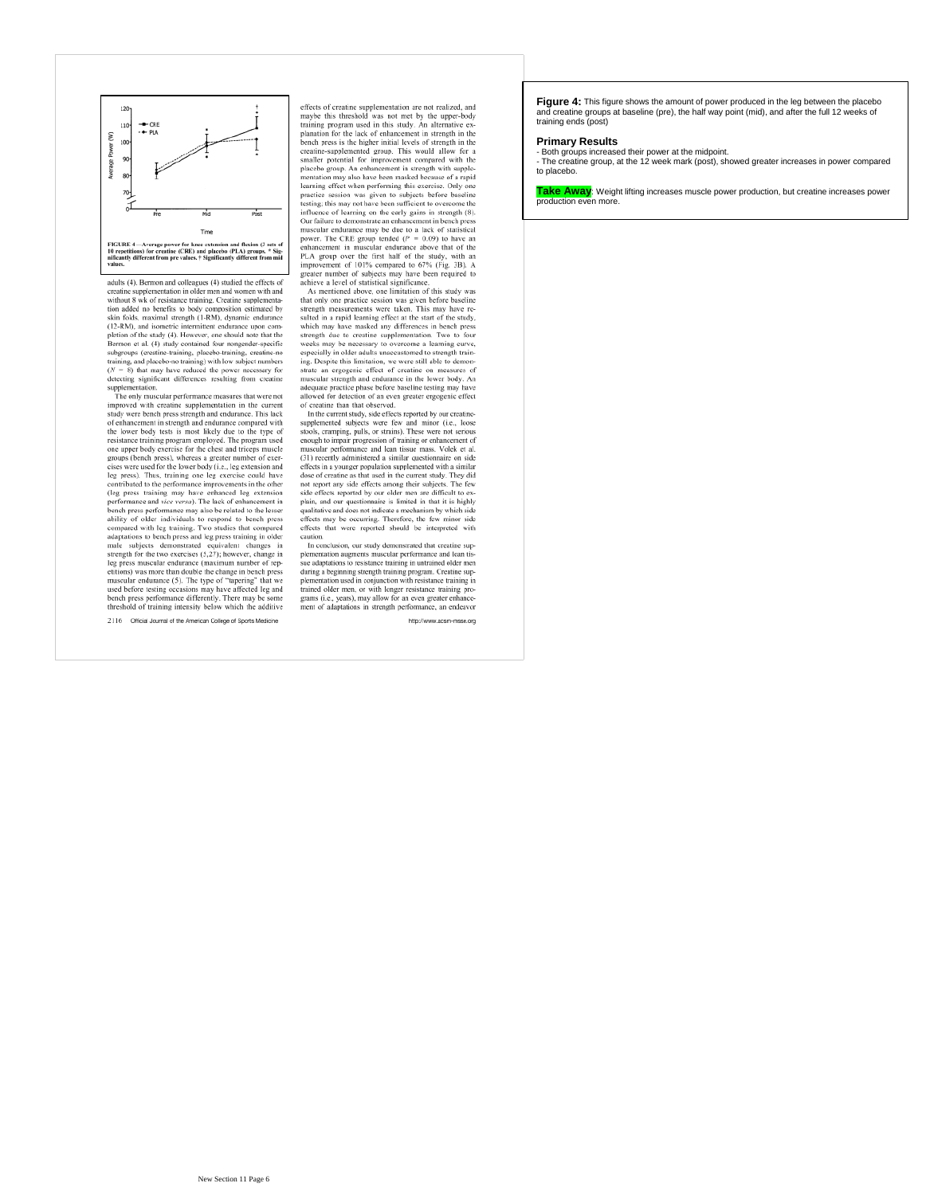FIGURE 4—Average power for knee extension and flexion (3 sets of 10 repetitions) for creatine (CRE) and placebo (PLA) groups. * Significantly different from pre values. † Significantly different from mid values.

adults (4). Bermon and colleagues (4) studied the effects of creatine supplementation in older men and women with and without 8 wk of resistance training. Creatine supplementation added no benefits to body composition estimated by skin folds, maximal strength (1-RM), dynamic endurance (12-RM), and isometric intermittent endurance upon completion of the study (4). However, one should note that the Bermon et al. (4) study contained four nongender-specific subgroups (creatine-training, placebo-training, creatine-no training, and placebo-no training) with low subject numbers ($N = 8$) that may have reduced the power necessary for detecting significant differences resulting from creatine supplementation.

The only muscular performance measures that were not improved with creatine supplementation in the current study were bench press strength and endurance. This lack of enhancement in strength and endurance compared with the lower body tests is most likely due to the type of resistance training program employed. The program used one upper body exercise for the chest and triceps muscle groups (bench press), whereas a greater number of exercises were used for the lower body (i.e., leg extension and leg press). Thus, training one leg exercise could have contributed to the performance improvements in the other (leg press training may have enhanced leg extension performance and *vice versa*). The lack of enhancement in bench press performance may also be related to the lesser ability of older individuals to respond to bench press compared with leg training. Two studies that compared adaptations to bench press and leg press training in older male subjects demonstrated equivalent changes in strength for the two exercises (5,27); however, change in leg press muscular endurance (maximum number of repetitions) was more than double the change in bench press muscular endurance (5). The type of "tapering" that we used before testing occasions may have affected leg and bench press performance differently. There may be some threshold of training intensity below which the additive effects of creatine supplementation are not realized, and maybe this threshold was not met by the upper-body training program used in this study. An alternative explanation for the lack of enhancement in strength in the bench press is the higher initial levels of strength in the creatine-supplemented group. This would allow for a smaller potential for improvement compared with the placebo group. An enhancement in strength with supplementation may also have been masked because of a rapid learning effect when performing this exercise. Only one practice session was given to subjects before baseline testing; this may not have been sufficient to overcome the influence of learning on the early gains in strength (8). Our failure to demonstrate an enhancement in bench press muscular endurance may be due to a lack of statistical power. The CRE group tended ($P = 0.09$) to have an enhancement in muscular endurance above that of the PLA group over the first half of the study, with an improvement of 101% compared to 67% (Fig. 3B). A greater number of subjects may have been required to achieve a level of statistical significance.

As mentioned above, one limitation of this study was that only one practice session was given before baseline strength measurements were taken. This may have resulted in a rapid learning effect at the start of the study, which may have masked any differences in bench press strength due to creatine supplementation. Two to four weeks may be necessary to overcome a learning curve, especially in older adults unaccustomed to strength training. Despite this limitation, we were still able to demonstrate an ergogenic effect of creatine on measures of muscular strength and endurance in the lower body. An adequate practice phase before baseline testing may have allowed for detection of an even greater ergogenic effect of creatine than that observed.

In the current study, side effects reported by our creatine-supplemented subjects were few and minor (i.e., loose stools, cramping, pulls, or strains). These were not serious enough to impair progression of training or enhancement of muscular performance and lean tissue mass. Volek et al. (31) recently administered a similar questionnaire on side effects in a younger population supplemented with a similar dose of creatine as that used in the current study. They did not report any side effects among their subjects. The few side effects reported by our older men are difficult to explain, and our questionnaire is limited in that it is highly qualitative and does not indicate a mechanism by which side effects may be occurring. Therefore, the few minor side effects that were reported should be interpreted with caution.

In conclusion, our study demonstrated that creatine supplementation augments muscular performance and lean tissue adaptations to resistance training in untrained older men during a beginning strength training program. Creatine supplementation used in conjunction with resistance training in trained older men, or with longer resistance training programs (i.e., years), may allow for an even greater enhancement of adaptations in strength performance, an endeavor

**Figure 4:** This figure shows the amount of power produced in the leg between the placebo and creatine groups at baseline (pre), the half way point (mid), and after the full 12 weeks of training ends (post)

**Primary Results**

- Both groups increased their power at the midpoint.
- The creatine group, at the 12 week mark (post), showed greater increases in power compared to placebo.

**Take Away**: Weight lifting increases muscle power production, but creatine increases power production even more.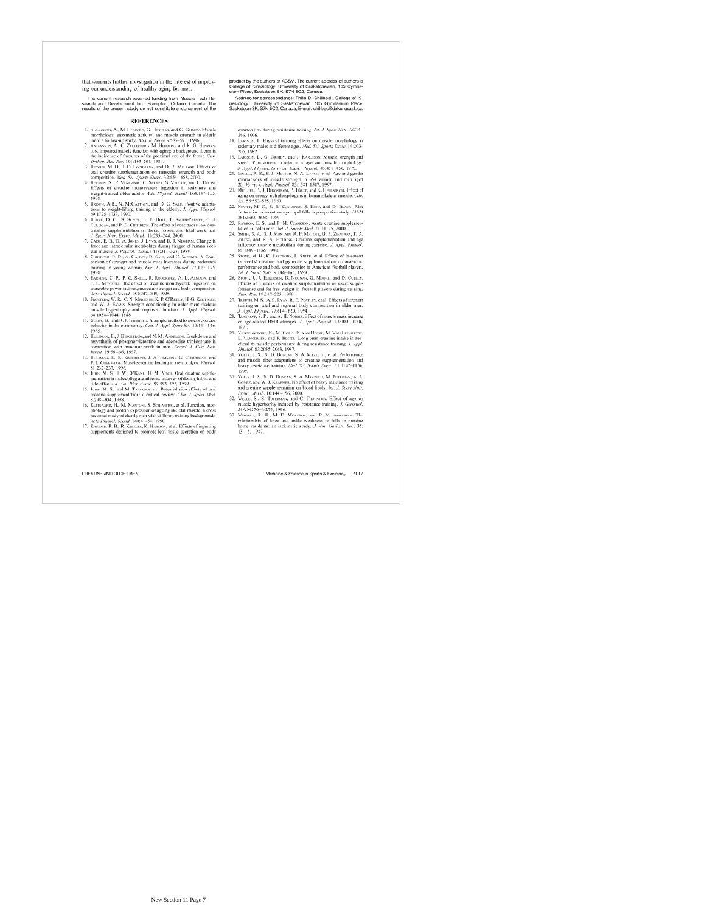that warrants further investigation in the interest of improving our understanding of healthy aging for men.

The current research received funding from Muscle Tech Research and Development Inc., Brampton, Ontario, Canada. The results of the present study do not constitute endorsement of the product by the authors or ACSM. The current address of authors is College of Kinesiology, University of Saskatchewan, 105 Gymnasium Place, Saskatoon SK, S7N 5C2, Canada.

Address for correspondence: Philip D. Chilibeck, College of Kinesiology, University of Saskatchewan, 105 Gymnasium Place, Saskatoon SK, S7N 5C2, Canada; E-mail: chilibec@duke.usask.ca.

## REFERENCES

1. Aniansson, A., M. Hedberg, G. Henning, and G. Grimby. Muscle morphology, enzymatic activity, and muscle strength in elderly men: a follow-up study. *Muscle Nerve* 9:585–591, 1986.
2. Aniansson, A., C. Zetterberg, M. Hedberg, and K. G. Henriksson. Impaired muscle function with aging: a background factor in the incidence of fractures of the proximal end of the femur. *Clin. Orthop. Rel. Res.* 191:193–201, 1984.
3. Becque, M. D., J. D. Lochmann, and D. R. Melrose. Effects of oral creatine supplementation on muscular strength and body composition. *Med. Sci. Sports Exerc.* 32:654–658, 2000.
4. Bermon, S., P. Venembre, C. Sachet, S. Valour, and C. Dolisi. Effects of creatine monohydrate ingestion in sedentary and weight-trained older adults. *Acta Physiol. Scand.* 164:147–155, 1998.
5. Brown, A.B., N. McCartney, and D. G. Sale. Positive adaptations to weight-lifting training in the elderly. *J. Appl. Physiol.* 69:1725–1733, 1990.
6. Burke, D. G., S. Silver, L. E. Holt, T. Smith-Palmer, C. J. Culligan, and P. D. Chilibeck. The effect of continuous low dose creatine supplementation on force, power, and total work. *Int. J. Sport Nutr. Exerc. Metab.* 10:235–244, 2000.
7. Cady, E. B., D. A. Jones, J. Lynn, and D. J. Newham. Change in force and intracellular metabolites during fatigue of human skeletal muscle. *J. Physiol. (Lond.)* 418:311–325, 1989.
8. Chilibeck, P. D., A. Calder, D. Sale, and C. Webber. A comparison of strength and muscle mass increases during resistance training in young women. *Eur. J. Appl. Physiol.* 77:170–175, 1998.
9. Earnest, C. P., P. G. Snell, R. Rodriguez, A. L. Almada, and T. L. Mitchell. The effect of creatine monohydrate ingestion on anaerobic power indices, muscular strength and body composition. *Acta Physiol. Scand.* 153:207–209, 1995.
10. Frontera, W. R., C. N. Meredith, K. P. O'Reilly, H. G. Knuttgen, and W. J. Evans. Strength conditioning in older men: skeletal muscle hypertrophy and improved function. *J. Appl. Physiol.* 64:1038–1044, 1988.
11. Godin, G., and R. J. Shephard. A simple method to assess exercise behavior in the community. *Can. J. Appl. Sport Sci.* 10:141–146, 1985.
12. Hultman, E., J. Bergstrom, and N. M. Anderson. Breakdown and resynthesis of phosphorylcreatine and adenosine triphosphate in connection with muscular work in man. *Scand. J. Clin. Lab. Invest.* 19:56–66, 1967.
13. Hultman, E., K. Söderlund, J. A. Timmons, G. Cederblad, and P. L. Greenhaff. Muscle creatine loading in men. *J. Appl. Physiol.* 81:232–237, 1996.
14. Juhn, M. S., J. W. O'Kane, D. M. Vinci. Oral creatine supplementation in male collegiate athletes: a survey of dosing habits and side-effects. *J. Am. Diet. Assoc.* 99:593–595, 1999.
15. Juhn, M. S., and M. Tarnopolsky. Potential side effects of oral creatine supplementation: a critical review. *Clin. J. Sport Med.* 8:298–304, 1998.
16. Klitgaard, H., M. Manton, S. Schiaffino, et al. Function, morphology and protein expression of ageing skeletal muscle: a cross sectional study of elderly men with different training backgrounds. *Acta Physiol. Scand.* 140:41–54, 1990.
17. Kreider, R. B., R. Klesges, K. Harmon, et al. Effects of ingesting supplements designed to promote lean tissue accretion on body composition during resistance training. *Int. J. Sport Nutr.* 6:234–246, 1996.
18. Larsson, L. Physical training effects on muscle morphology in sedentary males at different ages. *Med. Sci. Sports Exerc.* 14:203–206, 1982.
19. Larsson, L., G. Grimby, and J. Karlsson. Muscle strength and speed of movement in relation to age and muscle morphology. *J. Appl. Physiol. Environ. Exerc. Physiol.* 46:451–456, 1979.
20. Lindle, R. S., E. J. Metter, N. A. Lynch, et al. Age and gender comparisons of muscle strength in 654 women and men aged 20–93 yr. *J. Appl. Physiol.* 83:1581–1587, 1997.
21. Möller, P., J. Bergström, P. Fürst, and K. Hellström. Effect of aging on energy-rich phosphogens in human skeletal muscle. *Clin. Sci.* 58:553–555, 1980.
22. Nevitt, M. C., S. R. Cummings, S. Kidd, and D. Black. Risk factors for recurrent nonsyncopal falls: a prospective study. *JAMA* 261:2663–2668, 1989.
23. Rawson, E. S., and P. M. Clarkson. Acute creatine supplementation in older men. *Int. J. Sports Med.* 21:71–75, 2000.
24. Smith, S. A., S. J. Montain, R. P. Matott, G. P. Zientara, F. A. Jolesz, and R. A. Fielding. Creatine supplementation and age influence muscle metabolism during exercise. *J. Appl. Physiol.* 85:1349–1356, 1998.
25. Stone, M. H., K. Sanborn, L. Smith, et al. Effects of in-season (5 weeks) creatine and pyruvate supplementation on anaerobic performance and body composition in American football players. *Int. J. Sport Nutr.* 9:146–165, 1999.
26. Stout, J., J. Eckerson, D. Noonan, G. Moore, and D. Cullen. Effects of 8 weeks of creatine supplementation on exercise performance and fat-free weight in football players during training. *Nutr. Res.* 19:217–225, 1999.
27. Treuth, M. S., A. S. Ryan, R. E. Pratley, et al. Effects of strength training on total and regional body composition in older men. *J. Appl. Physiol.* 77:614–620, 1994.
28. Tzankoff, S. P., and A. H. Norris. Effect of muscle mass increase on age-related BMR changes. *J. Appl. Physiol.* 43:1001–1006, 1977.
29. Vandenberghe, K., M. Goris, P. Van Hecke, M. Van Leemputte, L. Vangerven, and P. Hespel. Long-term creatine intake is beneficial to muscle performance during resistance training. *J. Appl. Physiol.* 83:2055–2063, 1997.
30. Volek, J. S., N. D. Duncan, S. A. Mazzetti, et al. Performance and muscle fiber adaptations to creatine supplementation and heavy resistance training. *Med. Sci. Sports Exerc.* 31:1147–1156, 1999.
31. Volek, J. S., N. D. Duncan, S. A. Mazzetti, M. Putukian, A. L. Gomez, and W. J. Kraemer. No effect of heavy resistance training and creatine supplementation on blood lipids. *Int. J. Sport Nutr. Exerc. Metab.* 10:144–156, 2000.
32. Welle, S., S. Totterman, and C. Thornton. Effect of age on muscle hypertrophy induced by resistance training. *J. Gerontol.* 54A:M270–M275, 1996.
33. Whipple, R. H., M. D. Wolfson, and P. M. Amerman. The relationship of knee and ankle weakness to falls in nursing home residents: an isokinetic study. *J. Am. Geriatr. Soc.* 35:13–15, 1987.